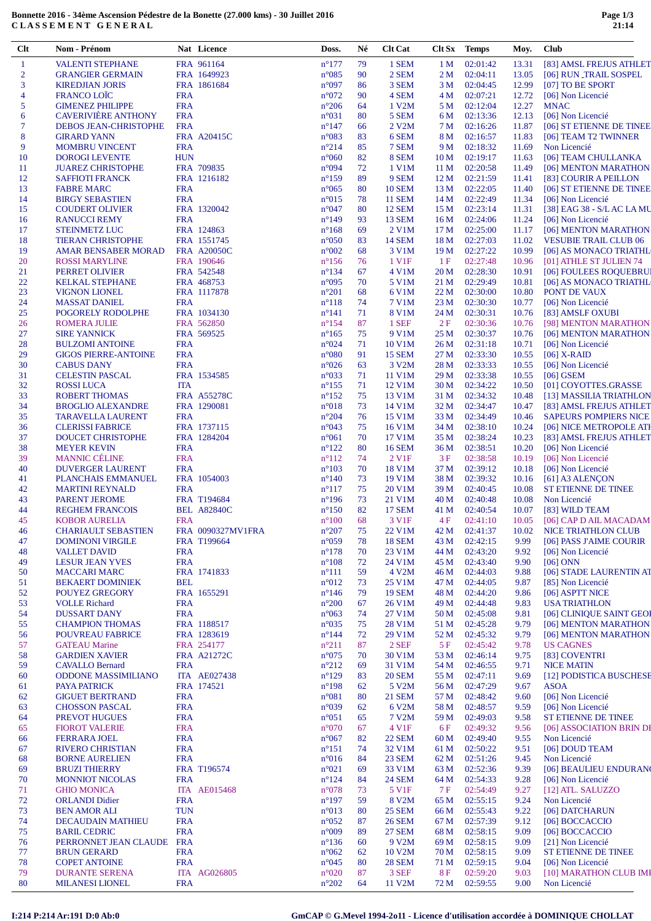# Bonnette 2016 - 34ème Ascension Pédestre de la Bonette (27.000 kms) - 30 Juillet 2016

## C L A S S E M E N T   G E N E R A L

| Clt | Nom - Prénom | Nat | Licence | Doss. | Né | Clt Cat | Clt Sx | Temps | Moy. | Club |
|---|---|---|---|---|---|---|---|---|---|---|
| 1 | VALENTI STEPHANE | FRA | 961164 | n°177 | 79 | 1 SEM | 1 M | 02:01:42 | 13.31 | [83] AMSL FREJUS ATHLET |
| 2 | GRANGIER GERMAIN | FRA | 1649923 | n°085 | 90 | 2 SEM | 2 M | 02:04:11 | 13.05 | [06] RUN _TRAIL SOSPEL |
| 3 | KIREDJIAN JORIS | FRA | 1861684 | n°097 | 86 | 3 SEM | 3 M | 02:04:45 | 12.99 | [07] TO BE SPORT |
| 4 | FRANCO LOÏC | FRA | | n°072 | 90 | 4 SEM | 4 M | 02:07:21 | 12.72 | [06] Non Licencié |
| 5 | GIMENEZ PHILIPPE | FRA | | n°206 | 64 | 1 V2M | 5 M | 02:12:04 | 12.27 | MNAC |
| 6 | CAVERIVIÈRE ANTHONY | FRA | | n°031 | 80 | 5 SEM | 6 M | 02:13:36 | 12.13 | [06] Non Licencié |
| 7 | DEBOS JEAN-CHRISTOPHE | FRA | | n°147 | 66 | 2 V2M | 7 M | 02:16:26 | 11.87 | [06] ST ETIENNE DE TINEE |
| 8 | GIRARD YANN | FRA | A20415C | n°083 | 83 | 6 SEM | 8 M | 02:16:57 | 11.83 | [06] TEAM T2 TWINNER |
| 9 | MOMBRU VINCENT | FRA | | n°214 | 85 | 7 SEM | 9 M | 02:18:32 | 11.69 | Non Licencié |
| 10 | DOROGI LEVENTE | HUN | | n°060 | 82 | 8 SEM | 10 M | 02:19:17 | 11.63 | [06] TEAM CHULLANKA |
| 11 | JUAREZ CHRISTOPHE | FRA | 709835 | n°094 | 72 | 1 V1M | 11 M | 02:20:58 | 11.49 | [06] MENTON MARATHON |
| 12 | SAFFIOTI FRANCK | FRA | 1216182 | n°159 | 89 | 9 SEM | 12 M | 02:21:59 | 11.41 | [83] COURIR A PEILLON |
| 13 | FABRE MARC | FRA | | n°065 | 80 | 10 SEM | 13 M | 02:22:05 | 11.40 | [06] ST ETIENNE DE TINEE |
| 14 | BIRGY SEBASTIEN | FRA | | n°015 | 78 | 11 SEM | 14 M | 02:22:49 | 11.34 | [06] Non Licencié |
| 15 | COUDERT OLIVIER | FRA | 1320042 | n°047 | 80 | 12 SEM | 15 M | 02:23:14 | 11.31 | [38] EAG 38 - S/L AC LA MU |
| 16 | RANUCCI REMY | FRA | | n°149 | 93 | 13 SEM | 16 M | 02:24:06 | 11.24 | [06] Non Licencié |
| 17 | STEINMETZ LUC | FRA | 124863 | n°168 | 69 | 2 V1M | 17 M | 02:25:00 | 11.17 | [06] MENTON MARATHON |
| 18 | TIERAN CHRISTOPHE | FRA | 1551745 | n°050 | 83 | 14 SEM | 18 M | 02:27:03 | 11.02 | VESUBIE TRAIL CLUB 06 |
| 19 | AMAR BENSABER MORAD | FRA | A20050C | n°002 | 68 | 3 V1M | 19 M | 02:27:22 | 10.99 | [06] AS MONACO TRIATHL |
| 20 | ROSSI MARYLINE | FRA | 190646 | n°156 | 76 | 1 V1F | 1 F | 02:27:48 | 10.96 | [01] ATHLE ST JULIEN 74 |
| 21 | PERRET OLIVIER | FRA | 542548 | n°134 | 67 | 4 V1M | 20 M | 02:28:30 | 10.91 | [06] FOULEES ROQUEBRU |
| 22 | KELKAL STEPHANE | FRA | 468753 | n°095 | 70 | 5 V1M | 21 M | 02:29:49 | 10.81 | [06] AS MONACO TRIATHL |
| 23 | VIGNON LIONEL | FRA | 1117878 | n°201 | 68 | 6 V1M | 22 M | 02:30:00 | 10.80 | PONT DE VAUX |
| 24 | MASSAT DANIEL | FRA | | n°118 | 74 | 7 V1M | 23 M | 02:30:30 | 10.77 | [06] Non Licencié |
| 25 | POGORELY RODOLPHE | FRA | 1034130 | n°141 | 71 | 8 V1M | 24 M | 02:30:31 | 10.76 | [83] AMSLF OXUBI |
| 26 | ROMERA JULIE | FRA | 562850 | n°154 | 87 | 1 SEF | 2 F | 02:30:36 | 10.76 | [98] MENTON MARATHON |
| 27 | SIRE YANNICK | FRA | 569525 | n°165 | 75 | 9 V1M | 25 M | 02:30:37 | 10.76 | [06] MENTON MARATHON |
| 28 | BULZOMI ANTOINE | FRA | | n°024 | 71 | 10 V1M | 26 M | 02:31:18 | 10.71 | [06] Non Licencié |
| 29 | GIGOS PIERRE-ANTOINE | FRA | | n°080 | 91 | 15 SEM | 27 M | 02:33:30 | 10.55 | [06] X-RAID |
| 30 | CABUS DANY | FRA | | n°026 | 63 | 3 V2M | 28 M | 02:33:33 | 10.55 | [06] Non Licencié |
| 31 | CELESTIN PASCAL | FRA | 1534585 | n°033 | 71 | 11 V1M | 29 M | 02:33:38 | 10.55 | [06] GSEM |
| 32 | ROSSI LUCA | ITA | | n°155 | 71 | 12 V1M | 30 M | 02:34:22 | 10.50 | [01] COYOTTES.GRASSE |
| 33 | ROBERT THOMAS | FRA | A55278C | n°152 | 75 | 13 V1M | 31 M | 02:34:32 | 10.48 | [13] MASSILIA TRIATHLON |
| 34 | BROGLIO ALEXANDRE | FRA | 1290081 | n°018 | 73 | 14 V1M | 32 M | 02:34:47 | 10.47 | [83] AMSL FREJUS ATHLET |
| 35 | TARAVELLA LAURENT | FRA | | n°204 | 76 | 15 V1M | 33 M | 02:34:49 | 10.46 | SAPEURS POMPIERS NICE |
| 36 | CLERISSI FABRICE | FRA | 1737115 | n°043 | 75 | 16 V1M | 34 M | 02:38:10 | 10.24 | [06] NICE METROPOLE ATH |
| 37 | DOUCET CHRISTOPHE | FRA | 1284204 | n°061 | 70 | 17 V1M | 35 M | 02:38:24 | 10.23 | [83] AMSL FREJUS ATHLET |
| 38 | MEYER KEVIN | FRA | | n°122 | 80 | 16 SEM | 36 M | 02:38:51 | 10.20 | [06] Non Licencié |
| 39 | MANNIC CÉLINE | FRA | | n°112 | 74 | 2 V1F | 3 F | 02:38:58 | 10.19 | [06] Non Licencié |
| 40 | DUVERGER LAURENT | FRA | | n°103 | 70 | 18 V1M | 37 M | 02:39:12 | 10.18 | [06] Non Licencié |
| 41 | PLANCHAIS EMMANUEL | FRA | 1054003 | n°140 | 73 | 19 V1M | 38 M | 02:39:32 | 10.16 | [61] A3 ALENÇON |
| 42 | MARTINI REYNALD | FRA | | n°117 | 75 | 20 V1M | 39 M | 02:40:45 | 10.08 | ST ETIENNE DE TINEE |
| 43 | PARENT JEROME | FRA | T194684 | n°196 | 73 | 21 V1M | 40 M | 02:40:48 | 10.08 | Non Licencié |
| 44 | REGHEM FRANCOIS | BEL | A82840C | n°150 | 82 | 17 SEM | 41 M | 02:40:54 | 10.07 | [83] WILD TEAM |
| 45 | KOBOR AURELIA | FRA | | n°100 | 68 | 3 V1F | 4 F | 02:41:10 | 10.05 | [06] CAP D AIL MACADAM |
| 46 | CHARIAULT SEBASTIEN | FRA | 0090327MV1FRA | n°207 | 75 | 22 V1M | 42 M | 02:41:37 | 10.02 | NICE TRIATHLON CLUB |
| 47 | DOMINONI VIRGILE | FRA | T199664 | n°059 | 78 | 18 SEM | 43 M | 02:42:15 | 9.99 | [06] PASS J'AIME COURIR |
| 48 | VALLET DAVID | FRA | | n°178 | 70 | 23 V1M | 44 M | 02:43:20 | 9.92 | [06] Non Licencié |
| 49 | LESUR JEAN YVES | FRA | | n°108 | 72 | 24 V1M | 45 M | 02:43:40 | 9.90 | [06] ONN |
| 50 | MACCARI MARC | FRA | 1741833 | n°111 | 59 | 4 V2M | 46 M | 02:44:03 | 9.88 | [06] STADE LAURENTIN AT |
| 51 | BEKAERT DOMINIEK | BEL | | n°012 | 73 | 25 V1M | 47 M | 02:44:05 | 9.87 | [85] Non Licencié |
| 52 | POUYEZ GREGORY | FRA | 1655291 | n°146 | 79 | 19 SEM | 48 M | 02:44:20 | 9.86 | [06] ASPTT NICE |
| 53 | VOLLE Richard | FRA | | n°200 | 67 | 26 V1M | 49 M | 02:44:48 | 9.83 | USA TRIATHLON |
| 54 | DUSSART DANY | FRA | | n°063 | 74 | 27 V1M | 50 M | 02:45:08 | 9.81 | [06] CLINIQUE SAINT GEOI |
| 55 | CHAMPION THOMAS | FRA | 1188517 | n°035 | 75 | 28 V1M | 51 M | 02:45:28 | 9.79 | [06] MENTON MARATHON |
| 56 | POUVREAU FABRICE | FRA | 1283619 | n°144 | 72 | 29 V1M | 52 M | 02:45:32 | 9.79 | [06] MENTON MARATHON |
| 57 | GATEAU Marine | FRA | 254177 | n°211 | 87 | 2 SEF | 5 F | 02:45:42 | 9.78 | US CAGNES |
| 58 | GARDIEN XAVIER | FRA | A21272C | n°075 | 70 | 30 V1M | 53 M | 02:46:14 | 9.75 | [83] COVENTRI |
| 59 | CAVALLO Bernard | FRA | | n°212 | 69 | 31 V1M | 54 M | 02:46:55 | 9.71 | NICE MATIN |
| 60 | ODDONE MASSIMILIANO | ITA | AE027438 | n°129 | 83 | 20 SEM | 55 M | 02:47:11 | 9.69 | [12] PODISTICA BUSCHESE |
| 61 | PAYA PATRICK | FRA | 174521 | n°198 | 62 | 5 V2M | 56 M | 02:47:29 | 9.67 | ASOA |
| 62 | GIGUET BERTRAND | FRA | | n°081 | 80 | 21 SEM | 57 M | 02:48:42 | 9.60 | [06] Non Licencié |
| 63 | CHOSSON PASCAL | FRA | | n°039 | 62 | 6 V2M | 58 M | 02:48:57 | 9.59 | [06] Non Licencié |
| 64 | PREVOT HUGUES | FRA | | n°051 | 65 | 7 V2M | 59 M | 02:49:03 | 9.58 | ST ETIENNE DE TINEE |
| 65 | FIOROT VALERIE | FRA | | n°070 | 67 | 4 V1F | 6 F | 02:49:32 | 9.56 | [06] ASSOCIATION BRIN DE |
| 66 | FERRARA JOEL | FRA | | n°067 | 82 | 22 SEM | 60 M | 02:49:40 | 9.55 | Non Licencié |
| 67 | RIVERO CHRISTIAN | FRA | | n°151 | 74 | 32 V1M | 61 M | 02:50:22 | 9.51 | [06] DOUD TEAM |
| 68 | BORNE AURELIEN | FRA | | n°016 | 84 | 23 SEM | 62 M | 02:51:26 | 9.45 | Non Licencié |
| 69 | BRUZI THIERRY | FRA | T196574 | n°021 | 69 | 33 V1M | 63 M | 02:52:36 | 9.39 | [06] BEAULIEU ENDURANC |
| 70 | MONNIOT NICOLAS | FRA | | n°124 | 84 | 24 SEM | 64 M | 02:54:33 | 9.28 | [06] Non Licencié |
| 71 | GHIO MONICA | ITA | AE015468 | n°078 | 73 | 5 V1F | 7 F | 02:54:49 | 9.27 | [12] ATL. SALUZZO |
| 72 | ORLANDI Didier | FRA | | n°197 | 59 | 8 V2M | 65 M | 02:55:15 | 9.24 | Non Licencié |
| 73 | BEN AMOR ALI | TUN | | n°013 | 80 | 25 SEM | 66 M | 02:55:43 | 9.22 | [06] DATCHARUN |
| 74 | DECAUDAIN MATHIEU | FRA | | n°052 | 87 | 26 SEM | 67 M | 02:57:39 | 9.12 | [06] BOCCACCIO |
| 75 | BARIL CEDRIC | FRA | | n°009 | 89 | 27 SEM | 68 M | 02:58:15 | 9.09 | [06] BOCCACCIO |
| 76 | PERRONNET JEAN CLAUDE | FRA | | n°136 | 60 | 9 V2M | 69 M | 02:58:15 | 9.09 | [21] Non Licencié |
| 77 | BRUN GERARD | FRA | | n°062 | 62 | 10 V2M | 70 M | 02:58:15 | 9.09 | ST ETIENNE DE TINEE |
| 78 | COPET ANTOINE | FRA | | n°045 | 80 | 28 SEM | 71 M | 02:59:15 | 9.04 | [06] Non Licencié |
| 79 | DURANTE SERENA | ITA | AG026805 | n°020 | 87 | 3 SEF | 8 F | 02:59:20 | 9.03 | [10] MARATHON CLUB IMI |
| 80 | MILANESI LIONEL | FRA | | n°202 | 64 | 11 V2M | 72 M | 02:59:55 | 9.00 | Non Licencié |

I:214 P:214 Ar:191 D:0 Ab:0

GmCAP © G.Mevel 1994-2o11 - Licence d'utilisation accordée à DOMINIQUE CHOLLAT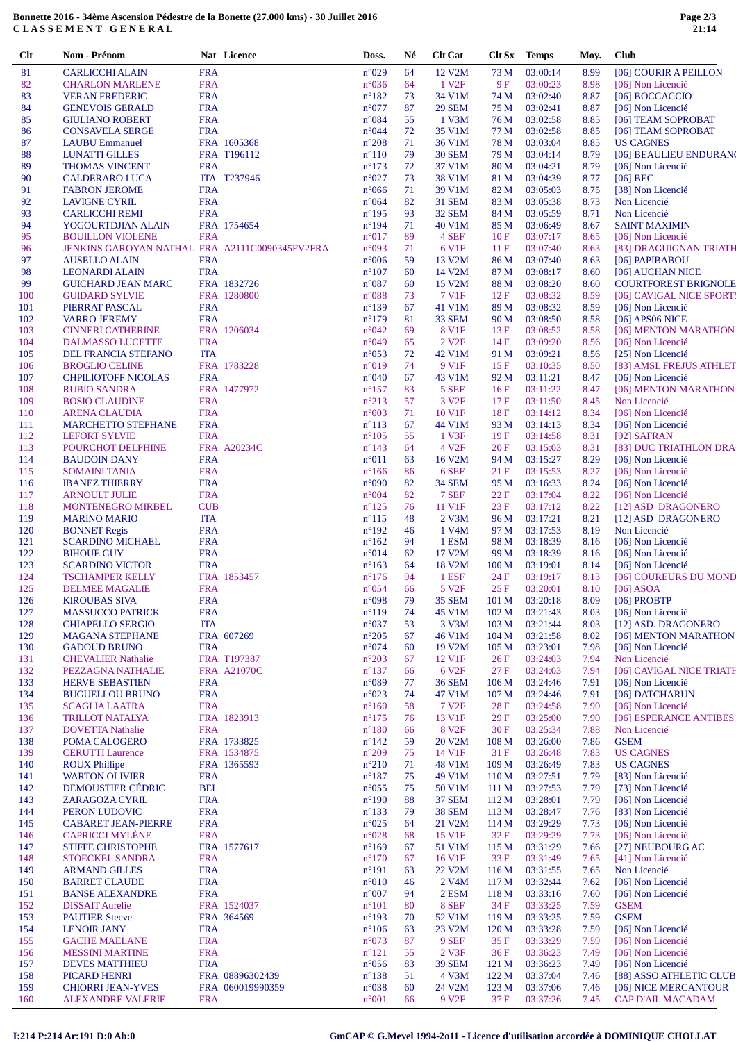# Bonnette 2016 - 34ème Ascension Pédestre de la Bonette (27.000 kms) - 30 Juillet 2016

## CLASSEMENT GENERAL

| Clt | Nom - Prénom | Nat | Licence | Doss. | Né | Clt Cat | Clt Sx | Temps | Moy. | Club |
|---|---|---|---|---|---|---|---|---|---|---|
| 81 | CARLICCHI ALAIN | FRA | | n°029 | 64 | 12 V2M | 73 M | 03:00:14 | 8.99 | [06] COURIR A PEILLON |
| 82 | CHARLON MARLENE | FRA | | n°036 | 64 | 1 V2F | 9 F | 03:00:23 | 8.98 | [06] Non Licencié |
| 83 | VERAN FREDERIC | FRA | | n°182 | 73 | 34 V1M | 74 M | 03:02:40 | 8.87 | [06] BOCCACCIO |
| 84 | GENEVOIS GERALD | FRA | | n°077 | 87 | 29 SEM | 75 M | 03:02:41 | 8.87 | [06] Non Licencié |
| 85 | GIULIANO ROBERT | FRA | | n°084 | 55 | 1 V3M | 76 M | 03:02:58 | 8.85 | [06] TEAM SOPROBAT |
| 86 | CONSAVELA SERGE | FRA | | n°044 | 72 | 35 V1M | 77 M | 03:02:58 | 8.85 | [06] TEAM SOPROBAT |
| 87 | LAUBU Emmanuel | FRA | 1605368 | n°208 | 71 | 36 V1M | 78 M | 03:03:04 | 8.85 | US CAGNES |
| 88 | LUNATTI GILLES | FRA | T196112 | n°110 | 79 | 30 SEM | 79 M | 03:04:14 | 8.79 | [06] BEAULIEU ENDURANC |
| 89 | THOMAS VINCENT | FRA | | n°173 | 72 | 37 V1M | 80 M | 03:04:21 | 8.79 | [06] Non Licencié |
| 90 | CALDERARO LUCA | ITA | T237946 | n°027 | 73 | 38 V1M | 81 M | 03:04:39 | 8.77 | [06] BEC |
| 91 | FABRON JEROME | FRA | | n°066 | 71 | 39 V1M | 82 M | 03:05:03 | 8.75 | [38] Non Licencié |
| 92 | LAVIGNE CYRIL | FRA | | n°064 | 82 | 31 SEM | 83 M | 03:05:38 | 8.73 | Non Licencié |
| 93 | CARLICCHI REMI | FRA | | n°195 | 93 | 32 SEM | 84 M | 03:05:59 | 8.71 | Non Licencié |
| 94 | YOGOURTDJIAN ALAIN | FRA | 1754654 | n°194 | 71 | 40 V1M | 85 M | 03:06:49 | 8.67 | SAINT MAXIMIN |
| 95 | BOUILLON VIOLENE | FRA | | n°017 | 89 | 4 SEF | 10 F | 03:07:17 | 8.65 | [06] Non Licencié |
| 96 | JENKINS GAROYAN NATHAL | FRA | A2111C0090345FV2FRA | n°093 | 71 | 6 V1F | 11 F | 03:07:40 | 8.63 | [83] DRAGUIGNAN TRIATH |
| 97 | AUSELLO ALAIN | FRA | | n°006 | 59 | 13 V2M | 86 M | 03:07:40 | 8.63 | [06] PAPIBABOU |
| 98 | LEONARDI ALAIN | FRA | | n°107 | 60 | 14 V2M | 87 M | 03:08:17 | 8.60 | [06] AUCHAN NICE |
| 99 | GUICHARD JEAN MARC | FRA | 1832726 | n°087 | 60 | 15 V2M | 88 M | 03:08:20 | 8.60 | COURTFOREST BRIGNOLE |
| 100 | GUIDARD SYLVIE | FRA | 1280800 | n°088 | 73 | 7 V1F | 12 F | 03:08:32 | 8.59 | [06] CAVIGAL NICE SPORTS |
| 101 | PIERRAT PASCAL | FRA | | n°139 | 67 | 41 V1M | 89 M | 03:08:32 | 8.59 | [06] Non Licencié |
| 102 | VARRO JEREMY | FRA | | n°179 | 81 | 33 SEM | 90 M | 03:08:50 | 8.58 | [06] APS06 NICE |
| 103 | CINNERI CATHERINE | FRA | 1206034 | n°042 | 69 | 8 V1F | 13 F | 03:08:52 | 8.58 | [06] MENTON MARATHON |
| 104 | DALMASSO LUCETTE | FRA | | n°049 | 65 | 2 V2F | 14 F | 03:09:20 | 8.56 | [06] Non Licencié |
| 105 | DEL FRANCIA STEFANO | ITA | | n°053 | 72 | 42 V1M | 91 M | 03:09:21 | 8.56 | [25] Non Licencié |
| 106 | BROGLIO CELINE | FRA | 1783228 | n°019 | 74 | 9 V1F | 15 F | 03:10:35 | 8.50 | [83] AMSL FREJUS ATHLET |
| 107 | CHPILIOTOFF NICOLAS | FRA | | n°040 | 67 | 43 V1M | 92 M | 03:11:21 | 8.47 | [06] Non Licencié |
| 108 | RUBIO SANDRA | FRA | 1477972 | n°157 | 83 | 5 SEF | 16 F | 03:11:22 | 8.47 | [06] MENTON MARATHON |
| 109 | BOSIO CLAUDINE | FRA | | n°213 | 57 | 3 V2F | 17 F | 03:11:50 | 8.45 | Non Licencié |
| 110 | ARENA CLAUDIA | FRA | | n°003 | 71 | 10 V1F | 18 F | 03:14:12 | 8.34 | [06] Non Licencié |
| 111 | MARCHETTO STEPHANE | FRA | | n°113 | 67 | 44 V1M | 93 M | 03:14:13 | 8.34 | [06] Non Licencié |
| 112 | LEFORT SYLVIE | FRA | | n°105 | 55 | 1 V3F | 19 F | 03:14:58 | 8.31 | [92] SAFRAN |
| 113 | POURCHOT DELPHINE | FRA | A20234C | n°143 | 64 | 4 V2F | 20 F | 03:15:03 | 8.31 | [83] DUC TRIATHLON DRA |
| 114 | BAUDOIN DANY | FRA | | n°011 | 63 | 16 V2M | 94 M | 03:15:27 | 8.29 | [06] Non Licencié |
| 115 | SOMAINI TANIA | FRA | | n°166 | 86 | 6 SEF | 21 F | 03:15:53 | 8.27 | [06] Non Licencié |
| 116 | IBANEZ THIERRY | FRA | | n°090 | 82 | 34 SEM | 95 M | 03:16:33 | 8.24 | [06] Non Licencié |
| 117 | ARNOULT JULIE | FRA | | n°004 | 82 | 7 SEF | 22 F | 03:17:04 | 8.22 | [06] Non Licencié |
| 118 | MONTENEGRO MIRBEL | CUB | | n°125 | 76 | 11 V1F | 23 F | 03:17:12 | 8.22 | [12] ASD DRAGONERO |
| 119 | MARINO MARIO | ITA | | n°115 | 48 | 2 V3M | 96 M | 03:17:21 | 8.21 | [12] ASD DRAGONERO |
| 120 | BONNET Regis | FRA | | n°192 | 46 | 1 V4M | 97 M | 03:17:53 | 8.19 | Non Licencié |
| 121 | SCARDINO MICHAEL | FRA | | n°162 | 94 | 1 ESM | 98 M | 03:18:39 | 8.16 | [06] Non Licencié |
| 122 | BIHOUE GUY | FRA | | n°014 | 62 | 17 V2M | 99 M | 03:18:39 | 8.16 | [06] Non Licencié |
| 123 | SCARDINO VICTOR | FRA | | n°163 | 64 | 18 V2M | 100 M | 03:19:01 | 8.14 | [06] Non Licencié |
| 124 | TSCHAMPER KELLY | FRA | 1853457 | n°176 | 94 | 1 ESF | 24 F | 03:19:17 | 8.13 | [06] COUREURS DU MOND |
| 125 | DELMEE MAGALIE | FRA | | n°054 | 66 | 5 V2F | 25 F | 03:20:01 | 8.10 | [06] ASOA |
| 126 | KIROUBAS SIVA | FRA | | n°098 | 79 | 35 SEM | 101 M | 03:20:18 | 8.09 | [06] PROBTP |
| 127 | MASSUCCO PATRICK | FRA | | n°119 | 74 | 45 V1M | 102 M | 03:21:43 | 8.03 | [06] Non Licencié |
| 128 | CHIAPELLO SERGIO | ITA | | n°037 | 53 | 3 V3M | 103 M | 03:21:44 | 8.03 | [12] ASD. DRAGONERO |
| 129 | MAGANA STEPHANE | FRA | 607269 | n°205 | 67 | 46 V1M | 104 M | 03:21:58 | 8.02 | [06] MENTON MARATHON |
| 130 | GADOUD BRUNO | FRA | | n°074 | 60 | 19 V2M | 105 M | 03:23:01 | 7.98 | [06] Non Licencié |
| 131 | CHEVALIER Nathalie | FRA | T197387 | n°203 | 67 | 12 V1F | 26 F | 03:24:03 | 7.94 | Non Licencié |
| 132 | PEZZAGNA NATHALIE | FRA | A21070C | n°137 | 66 | 6 V2F | 27 F | 03:24:03 | 7.94 | [06] CAVIGAL NICE TRIATH |
| 133 | HERVE SEBASTIEN | FRA | | n°089 | 77 | 36 SEM | 106 M | 03:24:46 | 7.91 | [06] Non Licencié |
| 134 | BUGUELLOU BRUNO | FRA | | n°023 | 74 | 47 V1M | 107 M | 03:24:46 | 7.91 | [06] DATCHARUN |
| 135 | SCAGLIA LAATRA | FRA | | n°160 | 58 | 7 V2F | 28 F | 03:24:58 | 7.90 | [06] Non Licencié |
| 136 | TRILLOT NATALYA | FRA | 1823913 | n°175 | 76 | 13 V1F | 29 F | 03:25:00 | 7.90 | [06] ESPERANCE ANTIBES |
| 137 | DOVETTA Nathalie | FRA | | n°180 | 66 | 8 V2F | 30 F | 03:25:34 | 7.88 | Non Licencié |
| 138 | POMA CALOGERO | FRA | 1733825 | n°142 | 59 | 20 V2M | 108 M | 03:26:00 | 7.86 | GSEM |
| 139 | CERUTTI Laurence | FRA | 1534875 | n°209 | 75 | 14 V1F | 31 F | 03:26:48 | 7.83 | US CAGNES |
| 140 | ROUX Phillipe | FRA | 1365593 | n°210 | 71 | 48 V1M | 109 M | 03:26:49 | 7.83 | US CAGNES |
| 141 | WARTON OLIVIER | FRA | | n°187 | 75 | 49 V1M | 110 M | 03:27:51 | 7.79 | [83] Non Licencié |
| 142 | DEMOUSTIER CÉDRIC | BEL | | n°055 | 75 | 50 V1M | 111 M | 03:27:53 | 7.79 | [73] Non Licencié |
| 143 | ZARAGOZA CYRIL | FRA | | n°190 | 88 | 37 SEM | 112 M | 03:28:01 | 7.79 | [06] Non Licencié |
| 144 | PERON LUDOVIC | FRA | | n°133 | 79 | 38 SEM | 113 M | 03:28:47 | 7.76 | [83] Non Licencié |
| 145 | CABARET JEAN-PIERRE | FRA | | n°025 | 64 | 21 V2M | 114 M | 03:29:29 | 7.73 | [06] Non Licencié |
| 146 | CAPRICCI MYLÈNE | FRA | | n°028 | 68 | 15 V1F | 32 F | 03:29:29 | 7.73 | [06] Non Licencié |
| 147 | STIFFE CHRISTOPHE | FRA | 1577617 | n°169 | 67 | 51 V1M | 115 M | 03:31:29 | 7.66 | [27] NEUBOURG AC |
| 148 | STOECKEL SANDRA | FRA | | n°170 | 67 | 16 V1F | 33 F | 03:31:49 | 7.65 | [41] Non Licencié |
| 149 | ARMAND GILLES | FRA | | n°191 | 63 | 22 V2M | 116 M | 03:31:55 | 7.65 | Non Licencié |
| 150 | BARRET CLAUDE | FRA | | n°010 | 46 | 2 V4M | 117 M | 03:32:44 | 7.62 | [06] Non Licencié |
| 151 | BANSE ALEXANDRE | FRA | | n°007 | 94 | 2 ESM | 118 M | 03:33:16 | 7.60 | [06] Non Licencié |
| 152 | DISSAIT Aurelie | FRA | 1524037 | n°101 | 80 | 8 SEF | 34 F | 03:33:25 | 7.59 | GSEM |
| 153 | PAUTIER Steeve | FRA | 364569 | n°193 | 70 | 52 V1M | 119 M | 03:33:25 | 7.59 | GSEM |
| 154 | LENOIR JANY | FRA | | n°106 | 63 | 23 V2M | 120 M | 03:33:28 | 7.59 | [06] Non Licencié |
| 155 | GACHE MAELANE | FRA | | n°073 | 87 | 9 SEF | 35 F | 03:33:29 | 7.59 | [06] Non Licencié |
| 156 | MESSINI MARTINE | FRA | | n°121 | 55 | 2 V3F | 36 F | 03:36:23 | 7.49 | [06] Non Licencié |
| 157 | DEVES MATTHIEU | FRA | | n°056 | 83 | 39 SEM | 121 M | 03:36:23 | 7.49 | [06] Non Licencié |
| 158 | PICARD HENRI | FRA | 08896302439 | n°138 | 51 | 4 V3M | 122 M | 03:37:04 | 7.46 | [88] ASSO ATHLETIC CLUB |
| 159 | CHIORRI JEAN-YVES | FRA | 060019990359 | n°038 | 60 | 24 V2M | 123 M | 03:37:06 | 7.46 | [06] NICE MERCANTOUR |
| 160 | ALEXANDRE VALERIE | FRA | | n°001 | 66 | 9 V2F | 37 F | 03:37:26 | 7.45 | CAP D'AIL MACADAM |

I:214 P:214 Ar:191 D:0 Ab:0

GmCAP © G.Mevel 1994-2o11 - Licence d'utilisation accordée à DOMINIQUE CHOLLAT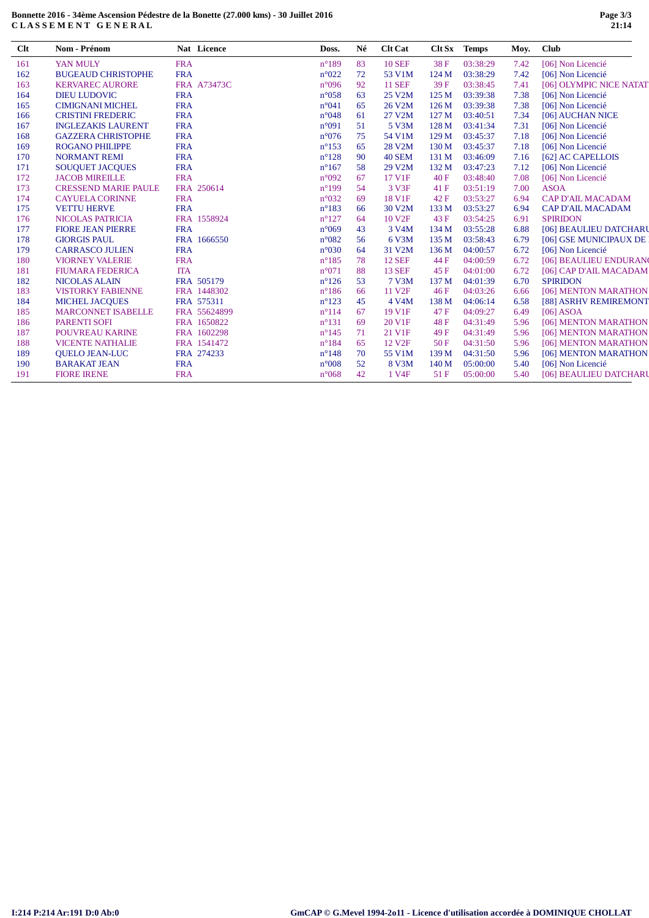**Bonnette 2016 - 34ème Ascension Pédestre de la Bonette (27.000 kms) - 30 Juillet 2016**
**C L A S S E M E N T   G E N E R A L**

| Clt | Nom - Prénom | Nat | Licence | Doss. | Né | Clt Cat | Clt Sx | Temps | Moy. | Club |
|---|---|---|---|---|---|---|---|---|---|---|
| 161 | YAN MULY | FRA | | n°189 | 83 | 10 SEF | 38 F | 03:38:29 | 7.42 | [06] Non Licencié |
| 162 | BUGEAUD CHRISTOPHE | FRA | | n°022 | 72 | 53 V1M | 124 M | 03:38:29 | 7.42 | [06] Non Licencié |
| 163 | KERVAREC AURORE | FRA | A73473C | n°096 | 92 | 11 SEF | 39 F | 03:38:45 | 7.41 | [06] OLYMPIC NICE NATAT |
| 164 | DIEU LUDOVIC | FRA | | n°058 | 63 | 25 V2M | 125 M | 03:39:38 | 7.38 | [06] Non Licencié |
| 165 | CIMIGNANI MICHEL | FRA | | n°041 | 65 | 26 V2M | 126 M | 03:39:38 | 7.38 | [06] Non Licencié |
| 166 | CRISTINI FREDERIC | FRA | | n°048 | 61 | 27 V2M | 127 M | 03:40:51 | 7.34 | [06] AUCHAN NICE |
| 167 | INGLEZAKIS LAURENT | FRA | | n°091 | 51 | 5 V3M | 128 M | 03:41:34 | 7.31 | [06] Non Licencié |
| 168 | GAZZERA CHRISTOPHE | FRA | | n°076 | 75 | 54 V1M | 129 M | 03:45:37 | 7.18 | [06] Non Licencié |
| 169 | ROGANO PHILIPPE | FRA | | n°153 | 65 | 28 V2M | 130 M | 03:45:37 | 7.18 | [06] Non Licencié |
| 170 | NORMANT REMI | FRA | | n°128 | 90 | 40 SEM | 131 M | 03:46:09 | 7.16 | [62] AC CAPELLOIS |
| 171 | SOUQUET JACQUES | FRA | | n°167 | 58 | 29 V2M | 132 M | 03:47:23 | 7.12 | [06] Non Licencié |
| 172 | JACOB MIREILLE | FRA | | n°092 | 67 | 17 V1F | 40 F | 03:48:40 | 7.08 | [06] Non Licencié |
| 173 | CRESSEND MARIE PAULE | FRA | 250614 | n°199 | 54 | 3 V3F | 41 F | 03:51:19 | 7.00 | ASOA |
| 174 | CAYUELA CORINNE | FRA | | n°032 | 69 | 18 V1F | 42 F | 03:53:27 | 6.94 | CAP D'AIL MACADAM |
| 175 | VETTU HERVE | FRA | | n°183 | 66 | 30 V2M | 133 M | 03:53:27 | 6.94 | CAP D'AIL MACADAM |
| 176 | NICOLAS PATRICIA | FRA | 1558924 | n°127 | 64 | 10 V2F | 43 F | 03:54:25 | 6.91 | SPIRIDON |
| 177 | FIORE JEAN PIERRE | FRA | | n°069 | 43 | 3 V4M | 134 M | 03:55:28 | 6.88 | [06] BEAULIEU DATCHARU |
| 178 | GIORGIS PAUL | FRA | 1666550 | n°082 | 56 | 6 V3M | 135 M | 03:58:43 | 6.79 | [06] GSE MUNICIPAUX DE |
| 179 | CARRASCO JULIEN | FRA | | n°030 | 64 | 31 V2M | 136 M | 04:00:57 | 6.72 | [06] Non Licencié |
| 180 | VIORNEY VALERIE | FRA | | n°185 | 78 | 12 SEF | 44 F | 04:00:59 | 6.72 | [06] BEAULIEU ENDURAN |
| 181 | FIUMARA FEDERICA | ITA | | n°071 | 88 | 13 SEF | 45 F | 04:01:00 | 6.72 | [06] CAP D'AIL MACADAM |
| 182 | NICOLAS ALAIN | FRA | 505179 | n°126 | 53 | 7 V3M | 137 M | 04:01:39 | 6.70 | SPIRIDON |
| 183 | VISTORKY FABIENNE | FRA | 1448302 | n°186 | 66 | 11 V2F | 46 F | 04:03:26 | 6.66 | [06] MENTON MARATHON |
| 184 | MICHEL JACQUES | FRA | 575311 | n°123 | 45 | 4 V4M | 138 M | 04:06:14 | 6.58 | [88] ASRHV REMIREMONT |
| 185 | MARCONNET ISABELLE | FRA | 55624899 | n°114 | 67 | 19 V1F | 47 F | 04:09:27 | 6.49 | [06] ASOA |
| 186 | PARENTI SOFI | FRA | 1650822 | n°131 | 69 | 20 V1F | 48 F | 04:31:49 | 5.96 | [06] MENTON MARATHON |
| 187 | POUVREAU KARINE | FRA | 1602298 | n°145 | 71 | 21 V1F | 49 F | 04:31:49 | 5.96 | [06] MENTON MARATHON |
| 188 | VICENTE NATHALIE | FRA | 1541472 | n°184 | 65 | 12 V2F | 50 F | 04:31:50 | 5.96 | [06] MENTON MARATHON |
| 189 | QUELO JEAN-LUC | FRA | 274233 | n°148 | 70 | 55 V1M | 139 M | 04:31:50 | 5.96 | [06] MENTON MARATHON |
| 190 | BARAKAT JEAN | FRA | | n°008 | 52 | 8 V3M | 140 M | 05:00:00 | 5.40 | [06] Non Licencié |
| 191 | FIORE IRENE | FRA | | n°068 | 42 | 1 V4F | 51 F | 05:00:00 | 5.40 | [06] BEAULIEU DATCHARU |

**I:214 P:214 Ar:191 D:0 Ab:0**

**GmCAP © G.Mevel 1994-2o11 - Licence d'utilisation accordée à DOMINIQUE CHOLLAT**